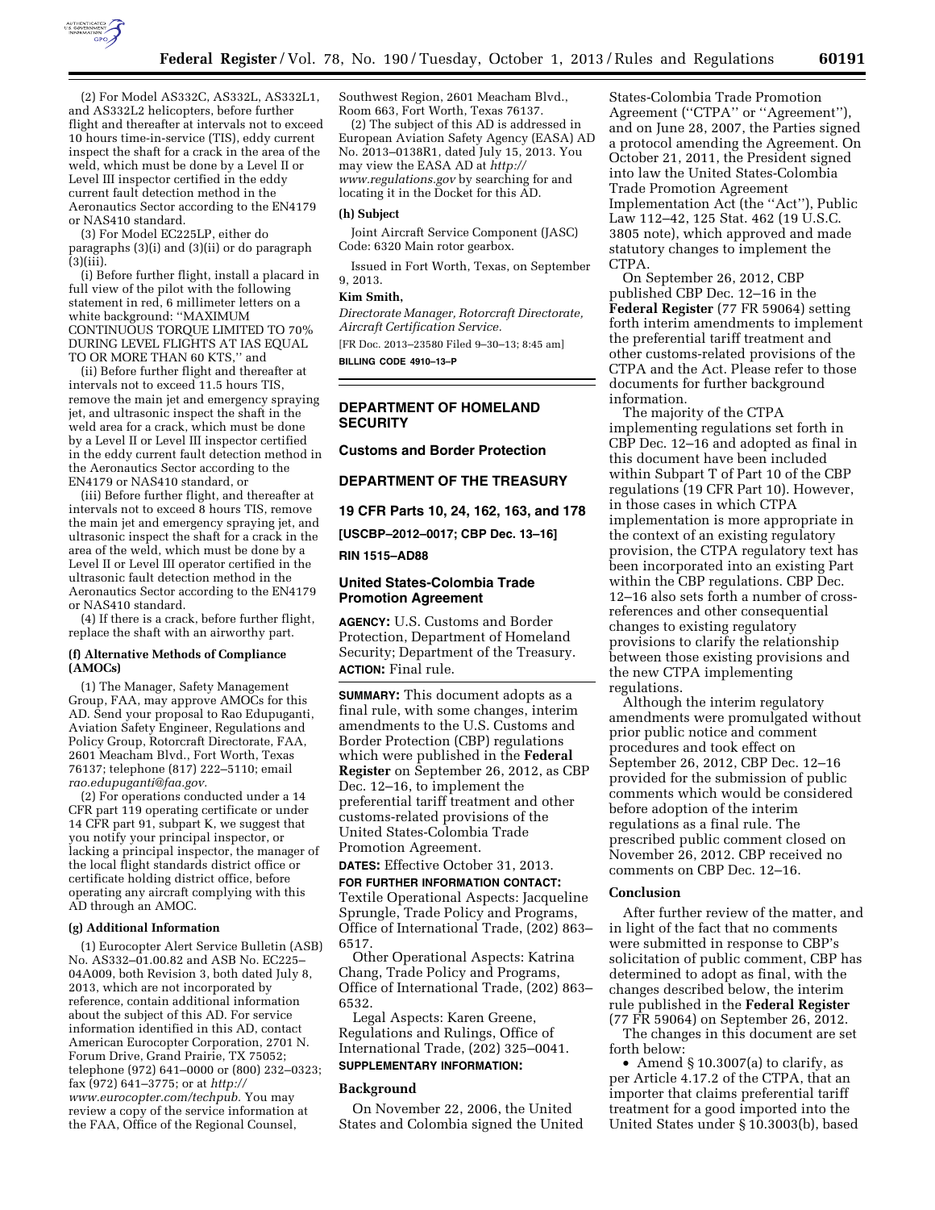(2) For Model AS332C, AS332L, AS332L1, and AS332L2 helicopters, before further flight and thereafter at intervals not to exceed 10 hours time-in-service (TIS), eddy current inspect the shaft for a crack in the area of the weld, which must be done by a Level II or Level III inspector certified in the eddy current fault detection method in the Aeronautics Sector according to the EN4179 or NAS410 standard.

(3) For Model EC225LP, either do paragraphs (3)(i) and (3)(ii) or do paragraph (3)(iii).

(i) Before further flight, install a placard in full view of the pilot with the following statement in red, 6 millimeter letters on a white background: ''MAXIMUM CONTINUOUS TORQUE LIMITED TO 70% DURING LEVEL FLIGHTS AT IAS EQUAL TO OR MORE THAN 60 KTS,'' and

(ii) Before further flight and thereafter at intervals not to exceed 11.5 hours TIS, remove the main jet and emergency spraying jet, and ultrasonic inspect the shaft in the weld area for a crack, which must be done by a Level II or Level III inspector certified in the eddy current fault detection method in the Aeronautics Sector according to the EN4179 or NAS410 standard, or

(iii) Before further flight, and thereafter at intervals not to exceed 8 hours TIS, remove the main jet and emergency spraying jet, and ultrasonic inspect the shaft for a crack in the area of the weld, which must be done by a Level II or Level III operator certified in the ultrasonic fault detection method in the Aeronautics Sector according to the EN4179 or NAS410 standard.

(4) If there is a crack, before further flight, replace the shaft with an airworthy part.

**(f) Alternative Methods of Compliance (AMOCs)**

(1) The Manager, Safety Management Group, FAA, may approve AMOCs for this AD. Send your proposal to Rao Edupuganti, Aviation Safety Engineer, Regulations and Policy Group, Rotorcraft Directorate, FAA, 2601 Meacham Blvd., Fort Worth, Texas 76137; telephone (817) 222–5110; email *rao.edupuganti@faa.gov.*

(2) For operations conducted under a 14 CFR part 119 operating certificate or under 14 CFR part 91, subpart K, we suggest that you notify your principal inspector, or lacking a principal inspector, the manager of the local flight standards district office or certificate holding district office, before operating any aircraft complying with this AD through an AMOC.

**(g) Additional Information**

(1) Eurocopter Alert Service Bulletin (ASB) No. AS332–01.00.82 and ASB No. EC225–04A009, both Revision 3, both dated July 8, 2013, which are not incorporated by reference, contain additional information about the subject of this AD. For service information identified in this AD, contact American Eurocopter Corporation, 2701 N. Forum Drive, Grand Prairie, TX 75052; telephone (972) 641–0000 or (800) 232–0323; fax (972) 641–3775; or at *http://www.eurocopter.com/techpub.* You may review a copy of the service information at the FAA, Office of the Regional Counsel, Southwest Region, 2601 Meacham Blvd., Room 663, Fort Worth, Texas 76137.

(2) The subject of this AD is addressed in European Aviation Safety Agency (EASA) AD No. 2013–0138R1, dated July 15, 2013. You may view the EASA AD at *http://www.regulations.gov* by searching for and locating it in the Docket for this AD.

**(h) Subject**

Joint Aircraft Service Component (JASC) Code: 6320 Main rotor gearbox.

Issued in Fort Worth, Texas, on September 9, 2013.

**Kim Smith,**

*Directorate Manager, Rotorcraft Directorate, Aircraft Certification Service.*

[FR Doc. 2013–23580 Filed 9–30–13; 8:45 am]

**BILLING CODE 4910–13–P**

## DEPARTMENT OF HOMELAND SECURITY

### Customs and Border Protection

## DEPARTMENT OF THE TREASURY

### 19 CFR Parts 10, 24, 162, 163, and 178

**[USCBP–2012–0017; CBP Dec. 13–16]**

**RIN 1515–AD88**

### United States-Colombia Trade Promotion Agreement

**AGENCY:** U.S. Customs and Border Protection, Department of Homeland Security; Department of the Treasury.

**ACTION:** Final rule.

**SUMMARY:** This document adopts as a final rule, with some changes, interim amendments to the U.S. Customs and Border Protection (CBP) regulations which were published in the **Federal Register** on September 26, 2012, as CBP Dec. 12–16, to implement the preferential tariff treatment and other customs-related provisions of the United States-Colombia Trade Promotion Agreement.

**DATES:** Effective October 31, 2013.

**FOR FURTHER INFORMATION CONTACT:**

Textile Operational Aspects: Jacqueline Sprungle, Trade Policy and Programs, Office of International Trade, (202) 863–6517.

Other Operational Aspects: Katrina Chang, Trade Policy and Programs, Office of International Trade, (202) 863–6532.

Legal Aspects: Karen Greene, Regulations and Rulings, Office of International Trade, (202) 325–0041.

**SUPPLEMENTARY INFORMATION:**

**Background**

On November 22, 2006, the United States and Colombia signed the United States-Colombia Trade Promotion Agreement (''CTPA'' or ''Agreement''), and on June 28, 2007, the Parties signed a protocol amending the Agreement. On October 21, 2011, the President signed into law the United States-Colombia Trade Promotion Agreement Implementation Act (the ''Act''), Public Law 112–42, 125 Stat. 462 (19 U.S.C. 3805 note), which approved and made statutory changes to implement the CTPA.

On September 26, 2012, CBP published CBP Dec. 12–16 in the **Federal Register** (77 FR 59064) setting forth interim amendments to implement the preferential tariff treatment and other customs-related provisions of the CTPA and the Act. Please refer to those documents for further background information.

The majority of the CTPA implementing regulations set forth in CBP Dec. 12–16 and adopted as final in this document have been included within Subpart T of Part 10 of the CBP regulations (19 CFR Part 10). However, in those cases in which CTPA implementation is more appropriate in the context of an existing regulatory provision, the CTPA regulatory text has been incorporated into an existing Part within the CBP regulations. CBP Dec. 12–16 also sets forth a number of cross-references and other consequential changes to existing regulatory provisions to clarify the relationship between those existing provisions and the new CTPA implementing regulations.

Although the interim regulatory amendments were promulgated without prior public notice and comment procedures and took effect on September 26, 2012, CBP Dec. 12–16 provided for the submission of public comments which would be considered before adoption of the interim regulations as a final rule. The prescribed public comment closed on November 26, 2012. CBP received no comments on CBP Dec. 12–16.

**Conclusion**

After further review of the matter, and in light of the fact that no comments were submitted in response to CBP's solicitation of public comment, CBP has determined to adopt as final, with the changes described below, the interim rule published in the **Federal Register** (77 FR 59064) on September 26, 2012.

The changes in this document are set forth below:

- Amend § 10.3007(a) to clarify, as per Article 4.17.2 of the CTPA, that an importer that claims preferential tariff treatment for a good imported into the United States under § 10.3003(b), based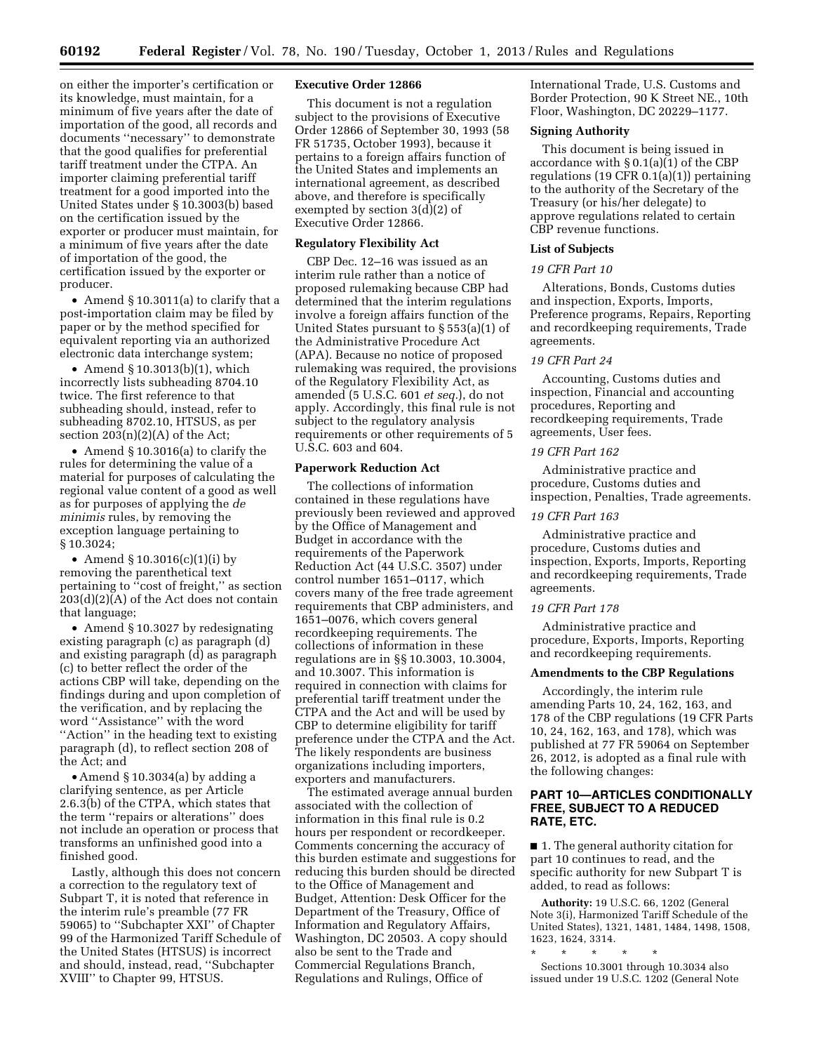on either the importer's certification or its knowledge, must maintain, for a minimum of five years after the date of importation of the good, all records and documents "necessary" to demonstrate that the good qualifies for preferential tariff treatment under the CTPA. An importer claiming preferential tariff treatment for a good imported into the United States under § 10.3003(b) based on the certification issued by the exporter or producer must maintain, for a minimum of five years after the date of importation of the good, the certification issued by the exporter or producer.

- Amend § 10.3011(a) to clarify that a post-importation claim may be filed by paper or by the method specified for equivalent reporting via an authorized electronic data interchange system;
- Amend § 10.3013(b)(1), which incorrectly lists subheading 8704.10 twice. The first reference to that subheading should, instead, refer to subheading 8702.10, HTSUS, as per section 203(n)(2)(A) of the Act;
- Amend § 10.3016(a) to clarify the rules for determining the value of a material for purposes of calculating the regional value content of a good as well as for purposes of applying the *de minimis* rules, by removing the exception language pertaining to § 10.3024;
- Amend § 10.3016(c)(1)(i) by removing the parenthetical text pertaining to "cost of freight," as section 203(d)(2)(A) of the Act does not contain that language;
- Amend § 10.3027 by redesignating existing paragraph (c) as paragraph (d) and existing paragraph (d) as paragraph (c) to better reflect the order of the actions CBP will take, depending on the findings during and upon completion of the verification, and by replacing the word "Assistance" with the word "Action" in the heading text to existing paragraph (d), to reflect section 208 of the Act; and
- Amend § 10.3034(a) by adding a clarifying sentence, as per Article 2.6.3(b) of the CTPA, which states that the term "repairs or alterations" does not include an operation or process that transforms an unfinished good into a finished good.

Lastly, although this does not concern a correction to the regulatory text of Subpart T, it is noted that reference in the interim rule's preamble (77 FR 59065) to "Subchapter XXI" of Chapter 99 of the Harmonized Tariff Schedule of the United States (HTSUS) is incorrect and should, instead, read, "Subchapter XVIII" to Chapter 99, HTSUS.

**Executive Order 12866**

This document is not a regulation subject to the provisions of Executive Order 12866 of September 30, 1993 (58 FR 51735, October 1993), because it pertains to a foreign affairs function of the United States and implements an international agreement, as described above, and therefore is specifically exempted by section 3(d)(2) of Executive Order 12866.

**Regulatory Flexibility Act**

CBP Dec. 12–16 was issued as an interim rule rather than a notice of proposed rulemaking because CBP had determined that the interim regulations involve a foreign affairs function of the United States pursuant to § 553(a)(1) of the Administrative Procedure Act (APA). Because no notice of proposed rulemaking was required, the provisions of the Regulatory Flexibility Act, as amended (5 U.S.C. 601 *et seq.*), do not apply. Accordingly, this final rule is not subject to the regulatory analysis requirements or other requirements of 5 U.S.C. 603 and 604.

**Paperwork Reduction Act**

The collections of information contained in these regulations have previously been reviewed and approved by the Office of Management and Budget in accordance with the requirements of the Paperwork Reduction Act (44 U.S.C. 3507) under control number 1651–0117, which covers many of the free trade agreement requirements that CBP administers, and 1651–0076, which covers general recordkeeping requirements. The collections of information in these regulations are in §§ 10.3003, 10.3004, and 10.3007. This information is required in connection with claims for preferential tariff treatment under the CTPA and the Act and will be used by CBP to determine eligibility for tariff preference under the CTPA and the Act. The likely respondents are business organizations including importers, exporters and manufacturers.

The estimated average annual burden associated with the collection of information in this final rule is 0.2 hours per respondent or recordkeeper. Comments concerning the accuracy of this burden estimate and suggestions for reducing this burden should be directed to the Office of Management and Budget, Attention: Desk Officer for the Department of the Treasury, Office of Information and Regulatory Affairs, Washington, DC 20503. A copy should also be sent to the Trade and Commercial Regulations Branch, Regulations and Rulings, Office of International Trade, U.S. Customs and Border Protection, 90 K Street NE., 10th Floor, Washington, DC 20229–1177.

**Signing Authority**

This document is being issued in accordance with § 0.1(a)(1) of the CBP regulations (19 CFR 0.1(a)(1)) pertaining to the authority of the Secretary of the Treasury (or his/her delegate) to approve regulations related to certain CBP revenue functions.

**List of Subjects**

*19 CFR Part 10*

Alterations, Bonds, Customs duties and inspection, Exports, Imports, Preference programs, Repairs, Reporting and recordkeeping requirements, Trade agreements.

*19 CFR Part 24*

Accounting, Customs duties and inspection, Financial and accounting procedures, Reporting and recordkeeping requirements, Trade agreements, User fees.

*19 CFR Part 162*

Administrative practice and procedure, Customs duties and inspection, Penalties, Trade agreements.

*19 CFR Part 163*

Administrative practice and procedure, Customs duties and inspection, Exports, Imports, Reporting and recordkeeping requirements, Trade agreements.

*19 CFR Part 178*

Administrative practice and procedure, Exports, Imports, Reporting and recordkeeping requirements.

**Amendments to the CBP Regulations**

Accordingly, the interim rule amending Parts 10, 24, 162, 163, and 178 of the CBP regulations (19 CFR Parts 10, 24, 162, 163, and 178), which was published at 77 FR 59064 on September 26, 2012, is adopted as a final rule with the following changes:

## PART 10—ARTICLES CONDITIONALLY FREE, SUBJECT TO A REDUCED RATE, ETC.

■ 1. The general authority citation for part 10 continues to read, and the specific authority for new Subpart T is added, to read as follows:

**Authority:** 19 U.S.C. 66, 1202 (General Note 3(i), Harmonized Tariff Schedule of the United States), 1321, 1481, 1484, 1498, 1508, 1623, 1624, 3314.

\* \* \* \* \*

Sections 10.3001 through 10.3034 also issued under 19 U.S.C. 1202 (General Note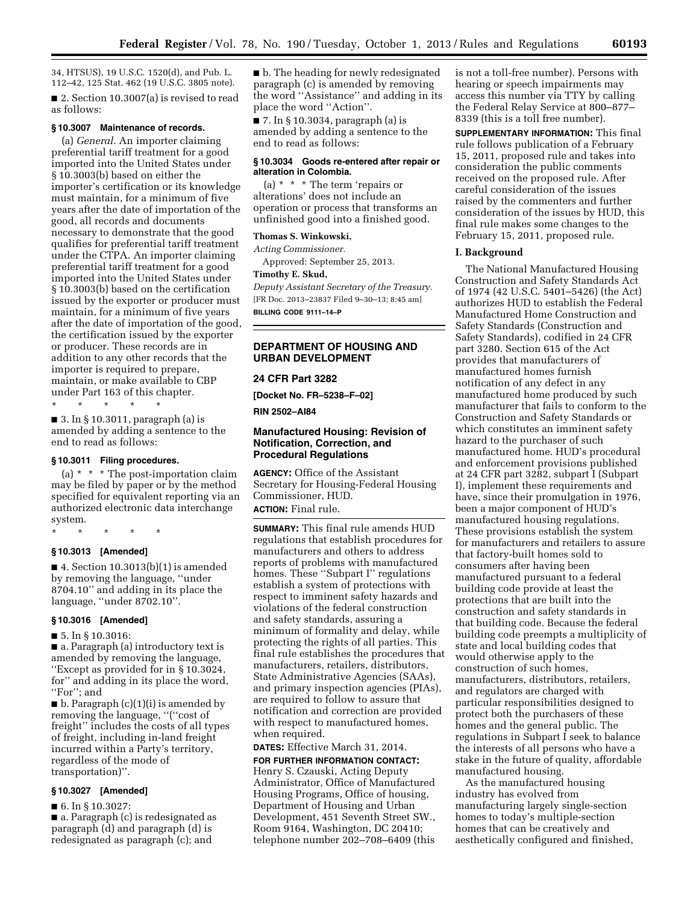34, HTSUS), 19 U.S.C. 1520(d), and Pub. L. 112–42, 125 Stat. 462 (19 U.S.C. 3805 note).

■ 2. Section 10.3007(a) is revised to read as follows:

### § 10.3007 Maintenance of records.

(a) *General.* An importer claiming preferential tariff treatment for a good imported into the United States under § 10.3003(b) based on either the importer's certification or its knowledge must maintain, for a minimum of five years after the date of importation of the good, all records and documents necessary to demonstrate that the good qualifies for preferential tariff treatment under the CTPA. An importer claiming preferential tariff treatment for a good imported into the United States under § 10.3003(b) based on the certification issued by the exporter or producer must maintain, for a minimum of five years after the date of importation of the good, the certification issued by the exporter or producer. These records are in addition to any other records that the importer is required to prepare, maintain, or make available to CBP under Part 163 of this chapter.

\* \* \* \* \*

■ 3. In § 10.3011, paragraph (a) is amended by adding a sentence to the end to read as follows:

### § 10.3011 Filing procedures.

(a) \* \* \* The post-importation claim may be filed by paper or by the method specified for equivalent reporting via an authorized electronic data interchange system.

\* \* \* \* \*

### § 10.3013 [Amended]

■ 4. Section 10.3013(b)(1) is amended by removing the language, ''under 8704.10'' and adding in its place the language, ''under 8702.10''.

### § 10.3016 [Amended]

■ 5. In § 10.3016:

■ a. Paragraph (a) introductory text is amended by removing the language, ''Except as provided for in § 10.3024, for'' and adding in its place the word, ''For''; and

■ b. Paragraph (c)(1)(i) is amended by removing the language, ''(''cost of freight'' includes the costs of all types of freight, including in-land freight incurred within a Party's territory, regardless of the mode of transportation)''.

### § 10.3027 [Amended]

■ 6. In § 10.3027:

■ a. Paragraph (c) is redesignated as paragraph (d) and paragraph (d) is redesignated as paragraph (c); and

■ b. The heading for newly redesignated paragraph (c) is amended by removing the word ''Assistance'' and adding in its place the word ''Action''.

■ 7. In § 10.3034, paragraph (a) is amended by adding a sentence to the end to read as follows:

### § 10.3034 Goods re-entered after repair or alteration in Colombia.

(a) \* \* \* The term 'repairs or alterations' does not include an operation or process that transforms an unfinished good into a finished good.

**Thomas S. Winkowski,**

*Acting Commissioner.*

Approved: September 25, 2013.

**Timothy E. Skud,**

*Deputy Assistant Secretary of the Treasury.*

[FR Doc. 2013–23837 Filed 9–30–13; 8:45 am]

**BILLING CODE 9111–14–P**

---

## DEPARTMENT OF HOUSING AND URBAN DEVELOPMENT

### 24 CFR Part 3282

**[Docket No. FR–5238–F–02]**

**RIN 2502–AI84**

## Manufactured Housing: Revision of Notification, Correction, and Procedural Regulations

**AGENCY:** Office of the Assistant Secretary for Housing-Federal Housing Commissioner, HUD.

**ACTION:** Final rule.

**SUMMARY:** This final rule amends HUD regulations that establish procedures for manufacturers and others to address reports of problems with manufactured homes. These ''Subpart I'' regulations establish a system of protections with respect to imminent safety hazards and violations of the federal construction and safety standards, assuring a minimum of formality and delay, while protecting the rights of all parties. This final rule establishes the procedures that manufacturers, retailers, distributors, State Administrative Agencies (SAAs), and primary inspection agencies (PIAs), are required to follow to assure that notification and correction are provided with respect to manufactured homes, when required.

**DATES:** Effective March 31, 2014.

**FOR FURTHER INFORMATION CONTACT:** Henry S. Czauski, Acting Deputy Administrator, Office of Manufactured Housing Programs, Office of housing, Department of Housing and Urban Development, 451 Seventh Street SW., Room 9164, Washington, DC 20410; telephone number 202–708–6409 (this is not a toll-free number). Persons with hearing or speech impairments may access this number via TTY by calling the Federal Relay Service at 800–877–8339 (this is a toll free number).

**SUPPLEMENTARY INFORMATION:** This final rule follows publication of a February 15, 2011, proposed rule and takes into consideration the public comments received on the proposed rule. After careful consideration of the issues raised by the commenters and further consideration of the issues by HUD, this final rule makes some changes to the February 15, 2011, proposed rule.

### I. Background

The National Manufactured Housing Construction and Safety Standards Act of 1974 (42 U.S.C. 5401–5426) (the Act) authorizes HUD to establish the Federal Manufactured Home Construction and Safety Standards (Construction and Safety Standards), codified in 24 CFR part 3280. Section 615 of the Act provides that manufacturers of manufactured homes furnish notification of any defect in any manufactured home produced by such manufacturer that fails to conform to the Construction and Safety Standards or which constitutes an imminent safety hazard to the purchaser of such manufactured home. HUD's procedural and enforcement provisions published at 24 CFR part 3282, subpart I (Subpart I), implement these requirements and have, since their promulgation in 1976, been a major component of HUD's manufactured housing regulations. These provisions establish the system for manufacturers and retailers to assure that factory-built homes sold to consumers after having been manufactured pursuant to a federal building code provide at least the protections that are built into the construction and safety standards in that building code. Because the federal building code preempts a multiplicity of state and local building codes that would otherwise apply to the construction of such homes, manufacturers, distributors, retailers, and regulators are charged with particular responsibilities designed to protect both the purchasers of these homes and the general public. The regulations in Subpart I seek to balance the interests of all persons who have a stake in the future of quality, affordable manufactured housing.

As the manufactured housing industry has evolved from manufacturing largely single-section homes to today's multiple-section homes that can be creatively and aesthetically configured and finished,